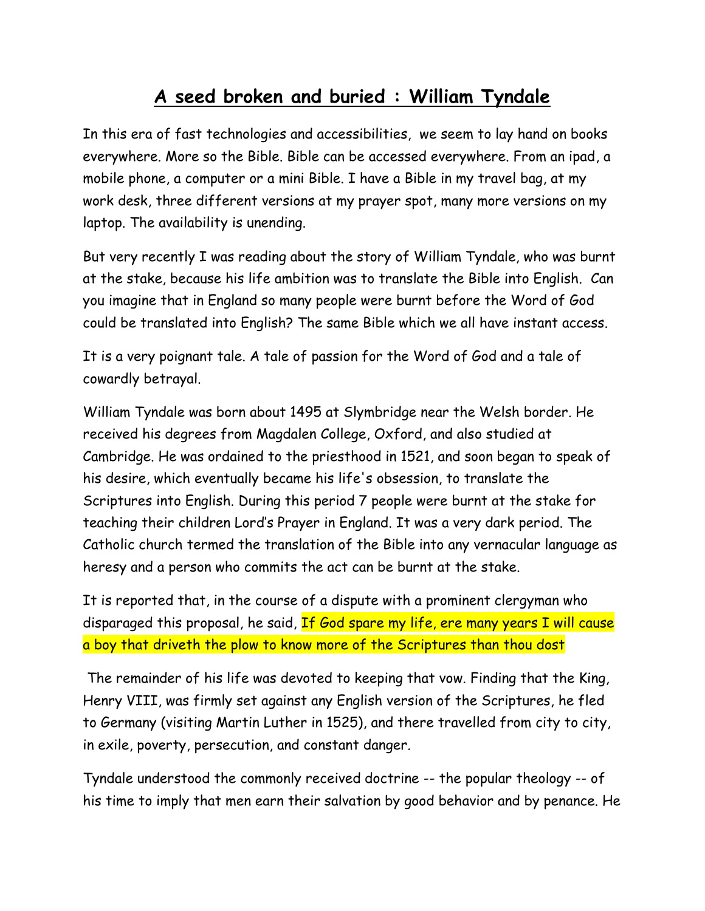# <u>A seed broken and buried : William Tyndale</u>

In this era of fast technologies and accessibilities, we seem to lay hand on books everywhere. More so the Bible. Bible can be accessed everywhere. From an ipad, a mobile phone, a computer or a mini Bible. I have a Bible in my travel bag, at my work desk, three different versions at my prayer spot, many more versions on my laptop. The availability is unending.

But very recently I was reading about the story of William Tyndale, who was burnt at the stake, because his life ambition was to translate the Bible into English. Can you imagine that in England so many people were burnt before the Word of God could be translated into English? The same Bible which we all have instant access.

It is a very poignant tale. A tale of passion for the Word of God and a tale of cowardly betrayal.

William Tyndale was born about 1495 at Slymbridge near the Welsh border. He received his degrees from Magdalen College, Oxford, and also studied at Cambridge. He was ordained to the priesthood in 1521, and soon began to speak of his desire, which eventually became his life's obsession, to translate the Scriptures into English. During this period 7 people were burnt at the stake for teaching their children Lord's Prayer in England. It was a very dark period. The Catholic church termed the translation of the Bible into any vernacular language as heresy and a person who commits the act can be burnt at the stake.

It is reported that, in the course of a dispute with a prominent clergyman who disparaged this proposal, he said, If God spare my life, ere many years I will cause a boy that driveth the plow to know more of the Scriptures than thou dost

The remainder of his life was devoted to keeping that vow. Finding that the King, Henry VIII, was firmly set against any English version of the Scriptures, he fled to Germany (visiting Martin Luther in 1525), and there travelled from city to city, in exile, poverty, persecution, and constant danger.

Tyndale understood the commonly received doctrine -- the popular theology -- of his time to imply that men earn their salvation by good behavior and by penance. He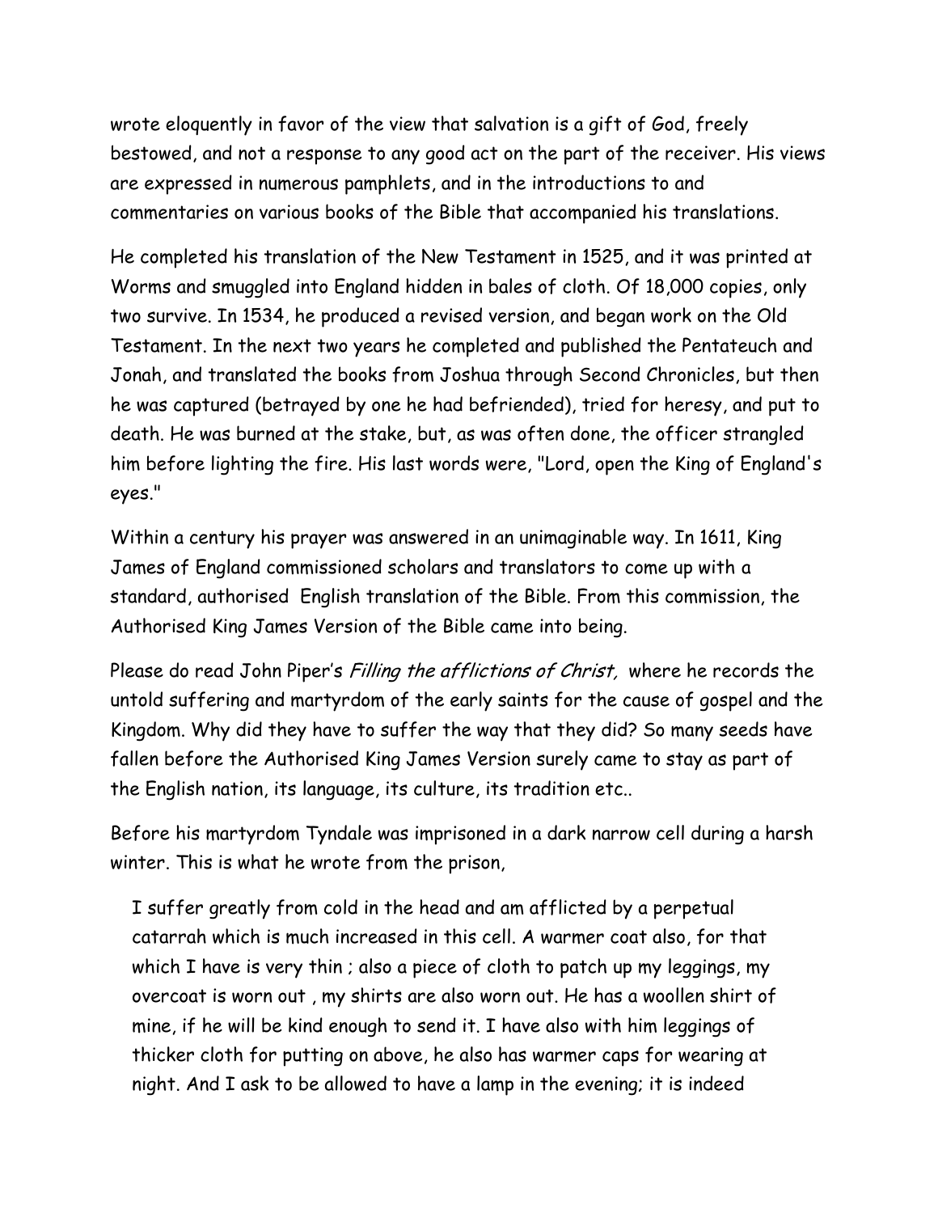wrote eloquently in favor of the view that salvation is a gift of God, freely bestowed, and not a response to any good act on the part of the receiver. His views are expressed in numerous pamphlets, and in the introductions to and commentaries on various books of the Bible that accompanied his translations.

He completed his translation of the New Testament in 1525, and it was printed at Worms and smuggled into England hidden in bales of cloth. Of 18,000 copies, only two survive. In 1534, he produced a revised version, and began work on the Old Testament. In the next two years he completed and published the Pentateuch and Jonah, and translated the books from Joshua through Second Chronicles, but then he was captured (betrayed by one he had befriended), tried for heresy, and put to death. He was burned at the stake, but, as was often done, the officer strangled him before lighting the fire. His last words were, "Lord, open the King of England's eyes."

Within a century his prayer was answered in an unimaginable way. In 1611, King James of England commissioned scholars and translators to come up with a standard, authorised English translation of the Bible. From this commission, the Authorised King James Version of the Bible came into being.

Please do read John Piper's *Filling the afflictions of Christ,* where he records the untold suffering and martyrdom of the early saints for the cause of gospel and the Kingdom. Why did they have to suffer the way that they did? So many seeds have fallen before the Authorised King James Version surely came to stay as part of the English nation, its language, its culture, its tradition etc..

Before his martyrdom Tyndale was imprisoned in a dark narrow cell during a harsh winter. This is what he wrote from the prison,

> I suffer greatly from cold in the head and am afflicted by a perpetual catarrah which is much increased in this cell. A warmer coat also, for that which I have is very thin ; also a piece of cloth to patch up my leggings, my overcoat is worn out , my shirts are also worn out. He has a woollen shirt of mine, if he will be kind enough to send it. I have also with him leggings of thicker cloth for putting on above, he also has warmer caps for wearing at night. And I ask to be allowed to have a lamp in the evening; it is indeed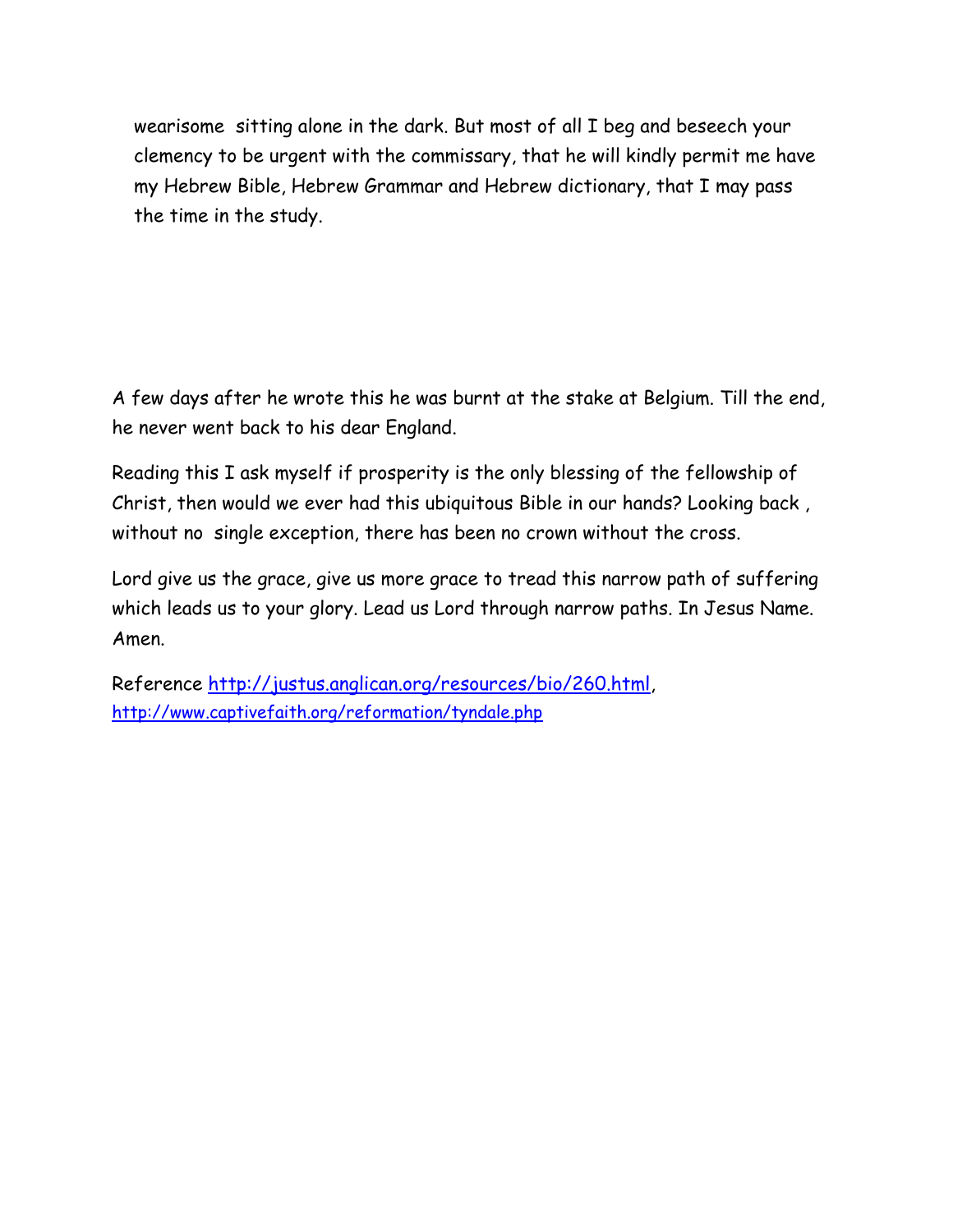> wearisome sitting alone in the dark. But most of all I beg and beseech your clemency to be urgent with the commissary, that he will kindly permit me have my Hebrew Bible, Hebrew Grammar and Hebrew dictionary, that I may pass the time in the study.

A few days after he wrote this he was burnt at the stake at Belgium. Till the end, he never went back to his dear England.

Reading this I ask myself if prosperity is the only blessing of the fellowship of Christ, then would we ever had this ubiquitous Bible in our hands? Looking back , without no single exception, there has been no crown without the cross.

Lord give us the grace, give us more grace to tread this narrow path of suffering which leads us to your glory. Lead us Lord through narrow paths. In Jesus Name. Amen.

Reference http://justus.anglican.org/resources/bio/260.html, http://www.captivefaith.org/reformation/tyndale.php